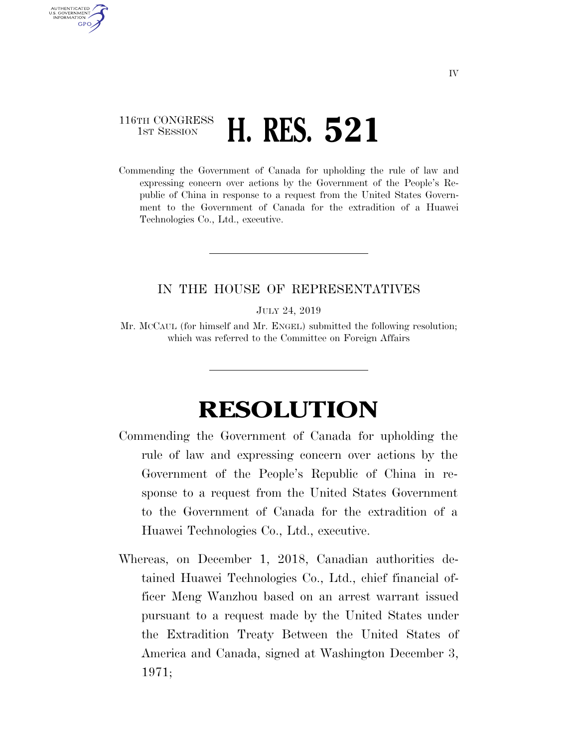116TH CONGRESS
1ST SESSION

# H. RES. 521

Commending the Government of Canada for upholding the rule of law and expressing concern over actions by the Government of the People's Republic of China in response to a request from the United States Government to the Government of Canada for the extradition of a Huawei Technologies Co., Ltd., executive.

---

IN THE HOUSE OF REPRESENTATIVES

JULY 24, 2019

Mr. MCCAUL (for himself and Mr. ENGEL) submitted the following resolution; which was referred to the Committee on Foreign Affairs

---

# RESOLUTION

Commending the Government of Canada for upholding the rule of law and expressing concern over actions by the Government of the People's Republic of China in response to a request from the United States Government to the Government of Canada for the extradition of a Huawei Technologies Co., Ltd., executive.

Whereas, on December 1, 2018, Canadian authorities detained Huawei Technologies Co., Ltd., chief financial officer Meng Wanzhou based on an arrest warrant issued pursuant to a request made by the United States under the Extradition Treaty Between the United States of America and Canada, signed at Washington December 3, 1971;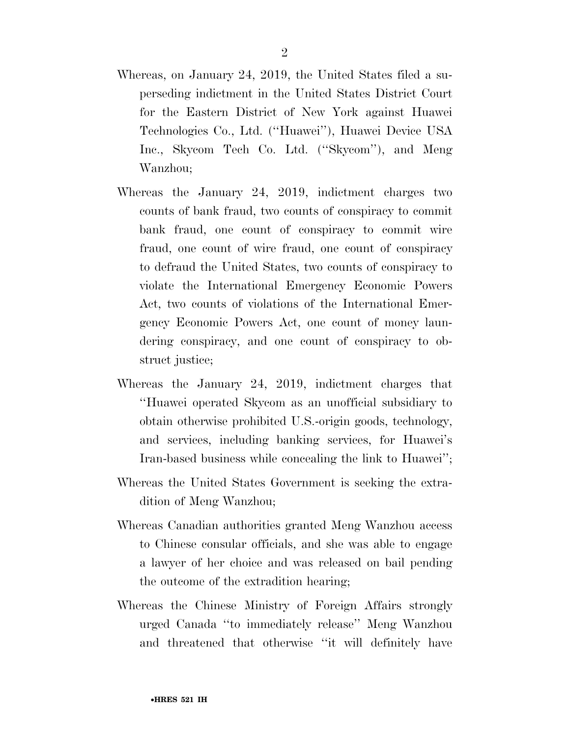Whereas, on January 24, 2019, the United States filed a superseding indictment in the United States District Court for the Eastern District of New York against Huawei Technologies Co., Ltd. (''Huawei''), Huawei Device USA Inc., Skycom Tech Co. Ltd. (''Skycom''), and Meng Wanzhou;

Whereas the January 24, 2019, indictment charges two counts of bank fraud, two counts of conspiracy to commit bank fraud, one count of conspiracy to commit wire fraud, one count of wire fraud, one count of conspiracy to defraud the United States, two counts of conspiracy to violate the International Emergency Economic Powers Act, two counts of violations of the International Emergency Economic Powers Act, one count of money laundering conspiracy, and one count of conspiracy to obstruct justice;

Whereas the January 24, 2019, indictment charges that ''Huawei operated Skycom as an unofficial subsidiary to obtain otherwise prohibited U.S.-origin goods, technology, and services, including banking services, for Huawei's Iran-based business while concealing the link to Huawei'';

Whereas the United States Government is seeking the extradition of Meng Wanzhou;

Whereas Canadian authorities granted Meng Wanzhou access to Chinese consular officials, and she was able to engage a lawyer of her choice and was released on bail pending the outcome of the extradition hearing;

Whereas the Chinese Ministry of Foreign Affairs strongly urged Canada ''to immediately release'' Meng Wanzhou and threatened that otherwise ''it will definitely have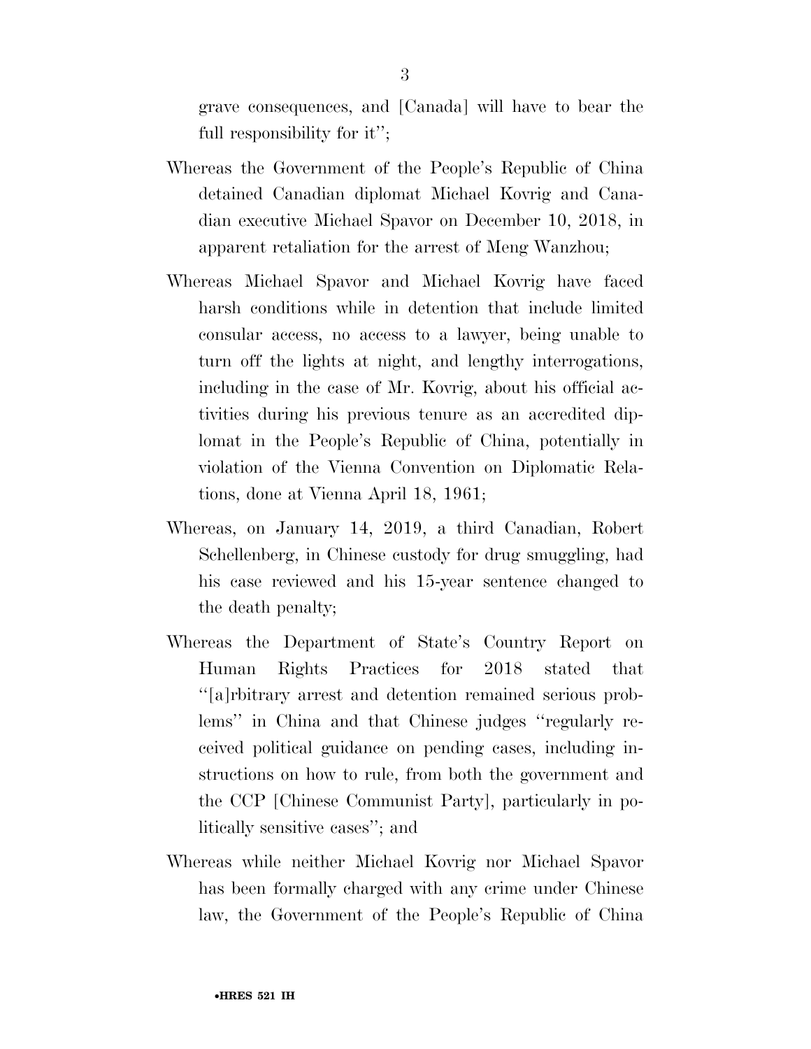grave consequences, and [Canada] will have to bear the full responsibility for it'';

Whereas the Government of the People's Republic of China detained Canadian diplomat Michael Kovrig and Canadian executive Michael Spavor on December 10, 2018, in apparent retaliation for the arrest of Meng Wanzhou;

Whereas Michael Spavor and Michael Kovrig have faced harsh conditions while in detention that include limited consular access, no access to a lawyer, being unable to turn off the lights at night, and lengthy interrogations, including in the case of Mr. Kovrig, about his official activities during his previous tenure as an accredited diplomat in the People's Republic of China, potentially in violation of the Vienna Convention on Diplomatic Relations, done at Vienna April 18, 1961;

Whereas, on January 14, 2019, a third Canadian, Robert Schellenberg, in Chinese custody for drug smuggling, had his case reviewed and his 15-year sentence changed to the death penalty;

Whereas the Department of State's Country Report on Human Rights Practices for 2018 stated that ''[a]rbitrary arrest and detention remained serious problems'' in China and that Chinese judges ''regularly received political guidance on pending cases, including instructions on how to rule, from both the government and the CCP [Chinese Communist Party], particularly in politically sensitive cases''; and

Whereas while neither Michael Kovrig nor Michael Spavor has been formally charged with any crime under Chinese law, the Government of the People's Republic of China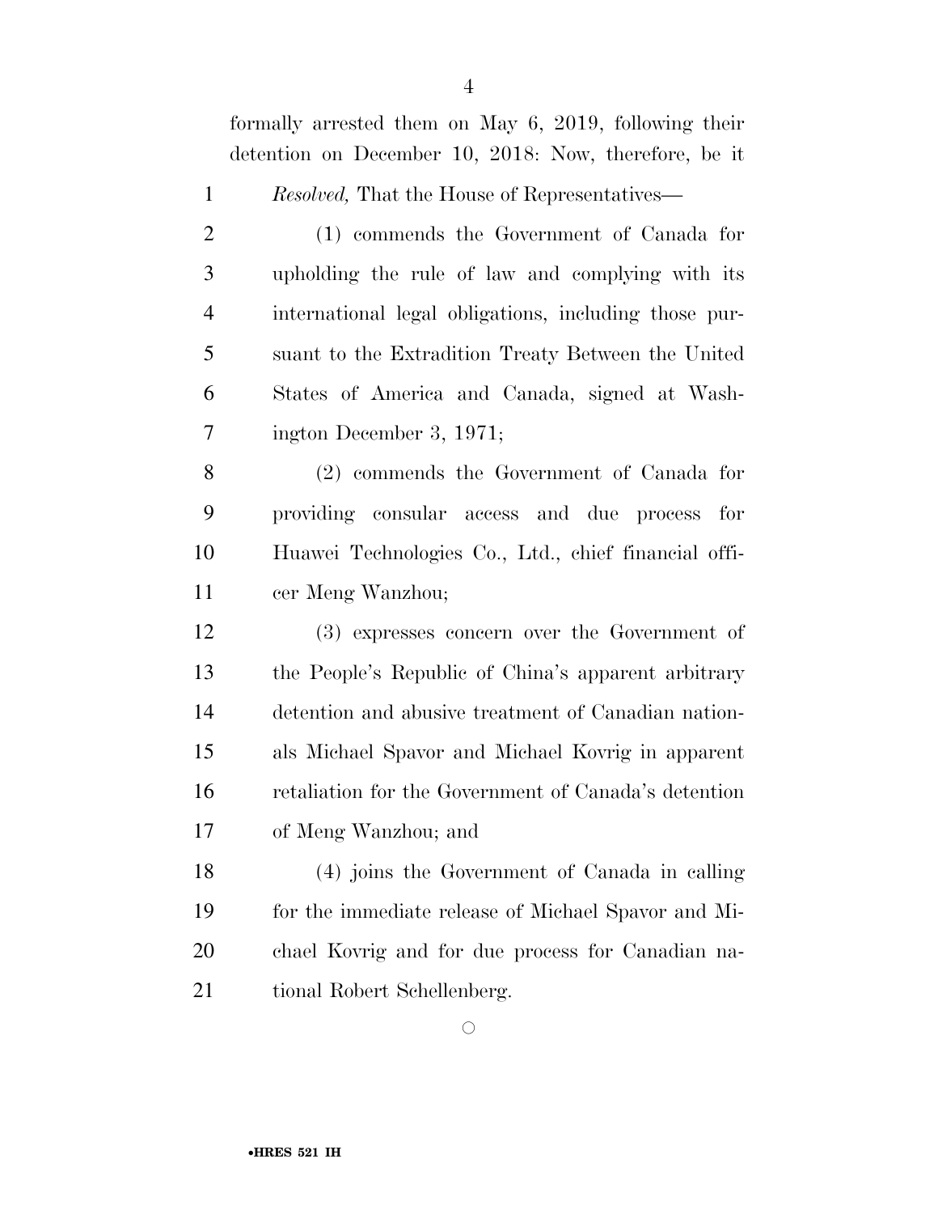formally arrested them on May 6, 2019, following their detention on December 10, 2018: Now, therefore, be it

*Resolved,* That the House of Representatives—

(1) commends the Government of Canada for upholding the rule of law and complying with its international legal obligations, including those pursuant to the Extradition Treaty Between the United States of America and Canada, signed at Washington December 3, 1971;

(2) commends the Government of Canada for providing consular access and due process for Huawei Technologies Co., Ltd., chief financial officer Meng Wanzhou;

(3) expresses concern over the Government of the People's Republic of China's apparent arbitrary detention and abusive treatment of Canadian nationals Michael Spavor and Michael Kovrig in apparent retaliation for the Government of Canada's detention of Meng Wanzhou; and

(4) joins the Government of Canada in calling for the immediate release of Michael Spavor and Michael Kovrig and for due process for Canadian national Robert Schellenberg.

○